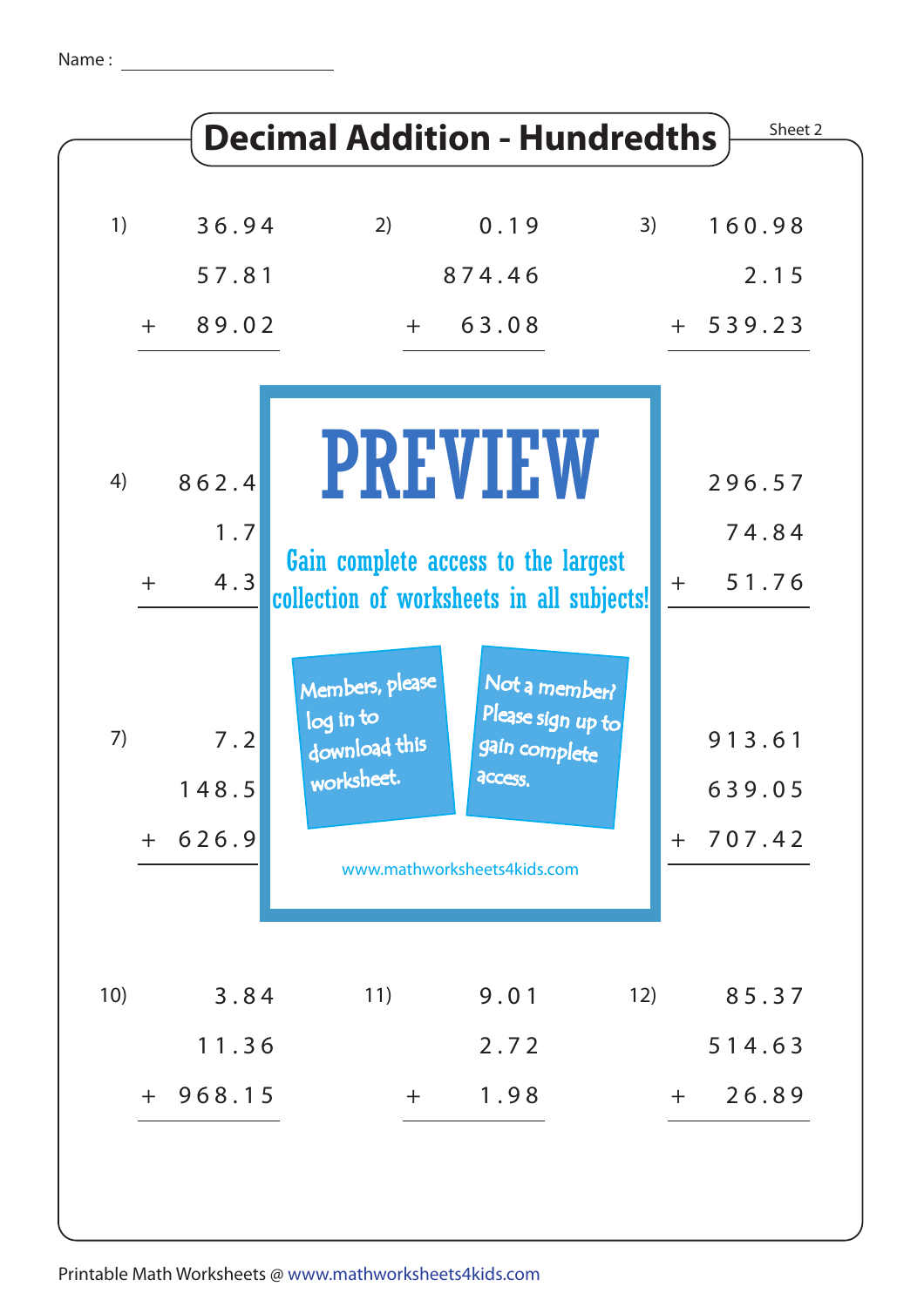Name : ____________________

# Decimal Addition - Hundredths

Sheet 2

1)
```
   36.94
   57.81
+  89.02
```

2)
```
    0.19
  874.46
+  63.08
```

3)
```
  160.98
    2.15
+ 539.23
```

4)
```
  862.4
    1.7
+   4.3
```

6)
```
  296.57
   74.84
+  51.76
```

PREVIEW

Gain complete access to the largest collection of worksheets in all subjects!

Members, please log in to download this worksheet.

Not a member? Please sign up to gain complete access.

www.mathworksheets4kids.com

7)
```
    7.2
  148.5
+ 626.9
```

9)
```
  913.61
  639.05
+ 707.42
```

10)
```
    3.84
   11.36
+ 968.15
```

11)
```
    9.01
    2.72
+   1.98
```

12)
```
   85.37
  514.63
+  26.89
```

Printable Math Worksheets @ www.mathworksheets4kids.com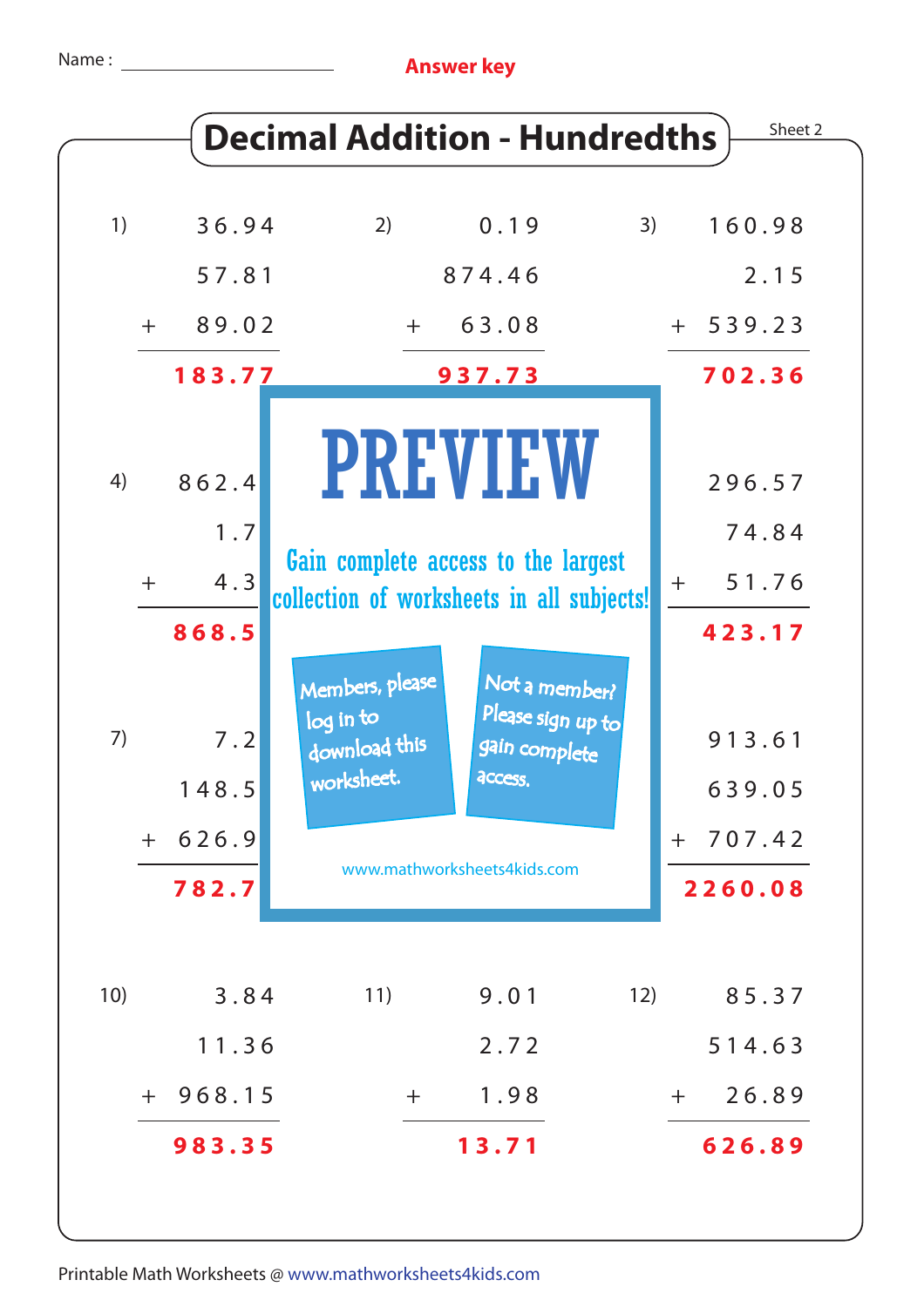Name :

**Answer key**

# Decimal Addition - Hundredths

Sheet 2

1)
$$\begin{array}{r} 36.94 \\ 57.81 \\ +\ 89.02 \\ \hline \mathbf{183.77} \end{array}$$

2)
$$\begin{array}{r} 0.19 \\ 874.46 \\ +\ 63.08 \\ \hline \mathbf{937.73} \end{array}$$

3)
$$\begin{array}{r} 160.98 \\ 2.15 \\ +\ 539.23 \\ \hline \mathbf{702.36} \end{array}$$

4)
$$\begin{array}{r} 862.4 \\ 1.7 \\ +\ 4.3 \\ \hline \mathbf{868.5} \end{array}$$

$$\begin{array}{r} 296.57 \\ 74.84 \\ +\ 51.76 \\ \hline \mathbf{423.17} \end{array}$$

7)
$$\begin{array}{r} 7.2 \\ 148.5 \\ +\ 626.9 \\ \hline \mathbf{782.7} \end{array}$$

$$\begin{array}{r} 913.61 \\ 639.05 \\ +\ 707.42 \\ \hline \mathbf{2260.08} \end{array}$$

PREVIEW

Gain complete access to the largest collection of worksheets in all subjects!

Members, please log in to download this worksheet.

Not a member? Please sign up to gain complete access.

www.mathworksheets4kids.com

10)
$$\begin{array}{r} 3.84 \\ 11.36 \\ +\ 968.15 \\ \hline \mathbf{983.35} \end{array}$$

11)
$$\begin{array}{r} 9.01 \\ 2.72 \\ +\ 1.98 \\ \hline \mathbf{13.71} \end{array}$$

12)
$$\begin{array}{r} 85.37 \\ 514.63 \\ +\ 26.89 \\ \hline \mathbf{626.89} \end{array}$$

Printable Math Worksheets @ www.mathworksheets4kids.com